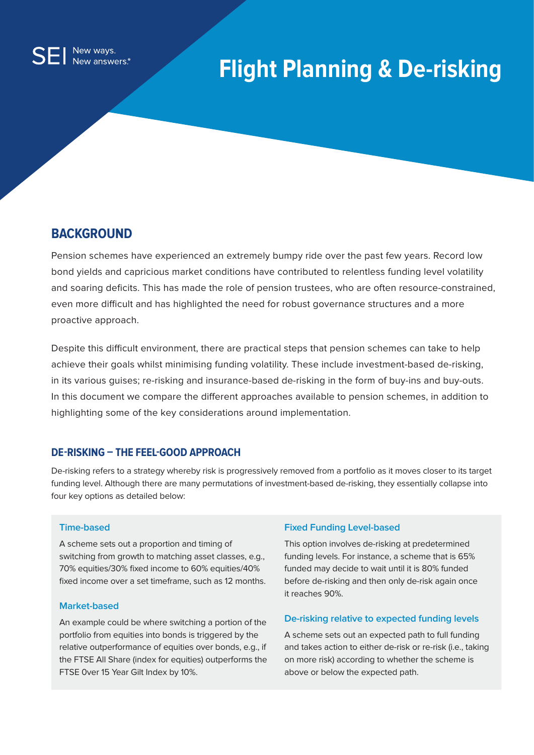SEI New ways. New answers.®

# Flight Planning & De-risking

## BACKGROUND

Pension schemes have experienced an extremely bumpy ride over the past few years. Record low bond yields and capricious market conditions have contributed to relentless funding level volatility and soaring deficits. This has made the role of pension trustees, who are often resource-constrained, even more difficult and has highlighted the need for robust governance structures and a more proactive approach.

Despite this difficult environment, there are practical steps that pension schemes can take to help achieve their goals whilst minimising funding volatility. These include investment-based de-risking, in its various guises; re-risking and insurance-based de-risking in the form of buy-ins and buy-outs. In this document we compare the different approaches available to pension schemes, in addition to highlighting some of the key considerations around implementation.

### DE-RISKING – THE FEEL-GOOD APPROACH

De-risking refers to a strategy whereby risk is progressively removed from a portfolio as it moves closer to its target funding level. Although there are many permutations of investment-based de-risking, they essentially collapse into four key options as detailed below:

#### Time-based

A scheme sets out a proportion and timing of switching from growth to matching asset classes, e.g., 70% equities/30% fixed income to 60% equities/40% fixed income over a set timeframe, such as 12 months.

#### Market-based

An example could be where switching a portion of the portfolio from equities into bonds is triggered by the relative outperformance of equities over bonds, e.g., if the FTSE All Share (index for equities) outperforms the FTSE Over 15 Year Gilt Index by 10%.

#### Fixed Funding Level-based

This option involves de-risking at predetermined funding levels. For instance, a scheme that is 65% funded may decide to wait until it is 80% funded before de-risking and then only de-risk again once it reaches 90%.

#### De-risking relative to expected funding levels

A scheme sets out an expected path to full funding and takes action to either de-risk or re-risk (i.e., taking on more risk) according to whether the scheme is above or below the expected path.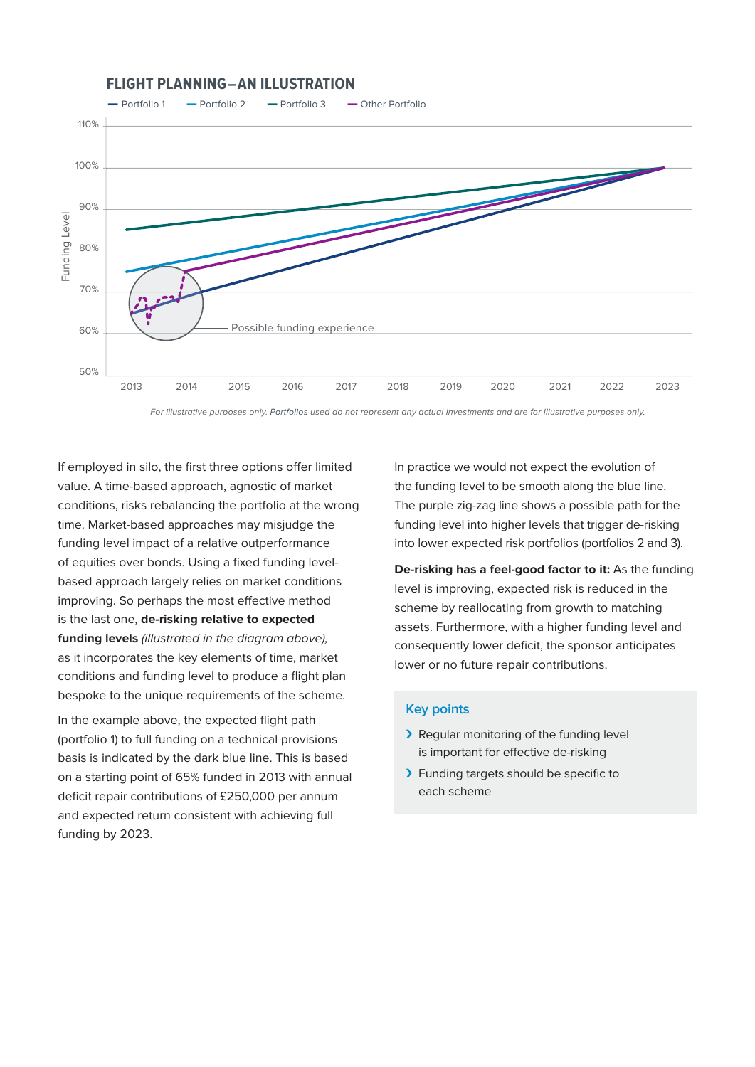## FLIGHT PLANNING – AN ILLUSTRATION

*For illustrative purposes only. Portfolios used do not represent any actual Investments and are for Illustrative purposes only.*

If employed in silo, the first three options offer limited value. A time-based approach, agnostic of market conditions, risks rebalancing the portfolio at the wrong time. Market-based approaches may misjudge the funding level impact of a relative outperformance of equities over bonds. Using a fixed funding level-based approach largely relies on market conditions improving. So perhaps the most effective method is the last one, **de-risking relative to expected funding levels** *(illustrated in the diagram above)*, as it incorporates the key elements of time, market conditions and funding level to produce a flight plan bespoke to the unique requirements of the scheme.

In the example above, the expected flight path (portfolio 1) to full funding on a technical provisions basis is indicated by the dark blue line. This is based on a starting point of 65% funded in 2013 with annual deficit repair contributions of £250,000 per annum and expected return consistent with achieving full funding by 2023.

In practice we would not expect the evolution of the funding level to be smooth along the blue line. The purple zig-zag line shows a possible path for the funding level into higher levels that trigger de-risking into lower expected risk portfolios (portfolios 2 and 3).

**De-risking has a feel-good factor to it:** As the funding level is improving, expected risk is reduced in the scheme by reallocating from growth to matching assets. Furthermore, with a higher funding level and consequently lower deficit, the sponsor anticipates lower or no future repair contributions.

### Key points

- Regular monitoring of the funding level is important for effective de-risking
- Funding targets should be specific to each scheme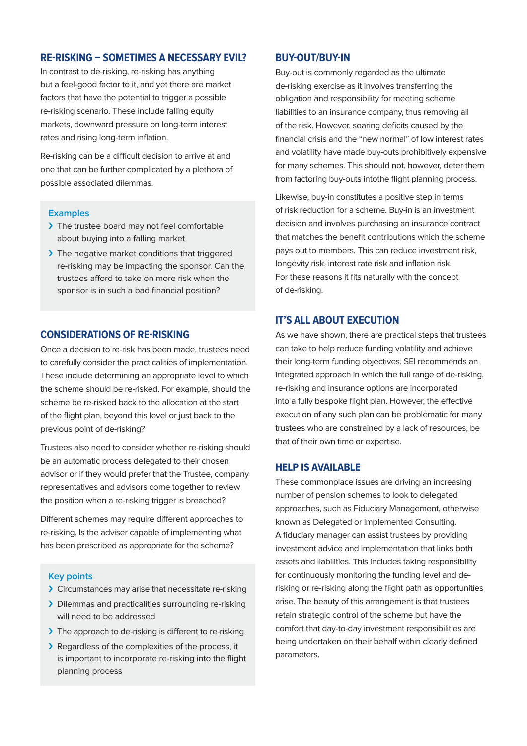## RE-RISKING – SOMETIMES A NECESSARY EVIL?

In contrast to de-risking, re-risking has anything but a feel-good factor to it, and yet there are market factors that have the potential to trigger a possible re-risking scenario. These include falling equity markets, downward pressure on long-term interest rates and rising long-term inflation.

Re-risking can be a difficult decision to arrive at and one that can be further complicated by a plethora of possible associated dilemmas.

### Examples

- The trustee board may not feel comfortable about buying into a falling market
- The negative market conditions that triggered re-risking may be impacting the sponsor. Can the trustees afford to take on more risk when the sponsor is in such a bad financial position?

## CONSIDERATIONS OF RE-RISKING

Once a decision to re-risk has been made, trustees need to carefully consider the practicalities of implementation. These include determining an appropriate level to which the scheme should be re-risked. For example, should the scheme be re-risked back to the allocation at the start of the flight plan, beyond this level or just back to the previous point of de-risking?

Trustees also need to consider whether re-risking should be an automatic process delegated to their chosen advisor or if they would prefer that the Trustee, company representatives and advisors come together to review the position when a re-risking trigger is breached?

Different schemes may require different approaches to re-risking. Is the adviser capable of implementing what has been prescribed as appropriate for the scheme?

### Key points

- Circumstances may arise that necessitate re-risking
- Dilemmas and practicalities surrounding re-risking will need to be addressed
- The approach to de-risking is different to re-risking
- Regardless of the complexities of the process, it is important to incorporate re-risking into the flight planning process

## BUY-OUT/BUY-IN

Buy-out is commonly regarded as the ultimate de-risking exercise as it involves transferring the obligation and responsibility for meeting scheme liabilities to an insurance company, thus removing all of the risk. However, soaring deficits caused by the financial crisis and the "new normal" of low interest rates and volatility have made buy-outs prohibitively expensive for many schemes. This should not, however, deter them from factoring buy-outs intothe flight planning process.

Likewise, buy-in constitutes a positive step in terms of risk reduction for a scheme. Buy-in is an investment decision and involves purchasing an insurance contract that matches the benefit contributions which the scheme pays out to members. This can reduce investment risk, longevity risk, interest rate risk and inflation risk. For these reasons it fits naturally with the concept of de-risking.

## IT'S ALL ABOUT EXECUTION

As we have shown, there are practical steps that trustees can take to help reduce funding volatility and achieve their long-term funding objectives. SEI recommends an integrated approach in which the full range of de-risking, re-risking and insurance options are incorporated into a fully bespoke flight plan. However, the effective execution of any such plan can be problematic for many trustees who are constrained by a lack of resources, be that of their own time or expertise.

## HELP IS AVAILABLE

These commonplace issues are driving an increasing number of pension schemes to look to delegated approaches, such as Fiduciary Management, otherwise known as Delegated or Implemented Consulting. A fiduciary manager can assist trustees by providing investment advice and implementation that links both assets and liabilities. This includes taking responsibility for continuously monitoring the funding level and de-risking or re-risking along the flight path as opportunities arise. The beauty of this arrangement is that trustees retain strategic control of the scheme but have the comfort that day-to-day investment responsibilities are being undertaken on their behalf within clearly defined parameters.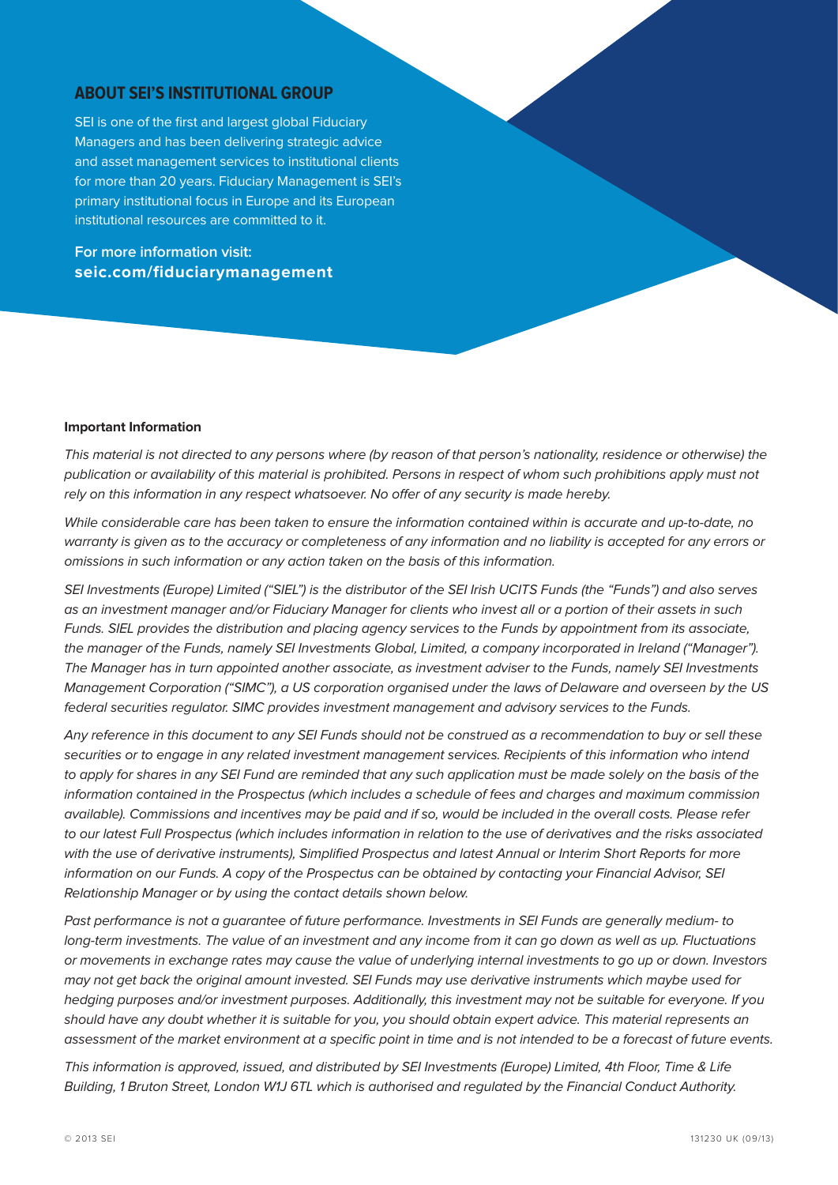## ABOUT SEI'S INSTITUTIONAL GROUP

SEI is one of the first and largest global Fiduciary Managers and has been delivering strategic advice and asset management services to institutional clients for more than 20 years. Fiduciary Management is SEI's primary institutional focus in Europe and its European institutional resources are committed to it.

**For more information visit:**
**seic.com/fiduciarymanagement**

**Important Information**

*This material is not directed to any persons where (by reason of that person's nationality, residence or otherwise) the publication or availability of this material is prohibited. Persons in respect of whom such prohibitions apply must not rely on this information in any respect whatsoever. No offer of any security is made hereby.*

*While considerable care has been taken to ensure the information contained within is accurate and up-to-date, no warranty is given as to the accuracy or completeness of any information and no liability is accepted for any errors or omissions in such information or any action taken on the basis of this information.*

*SEI Investments (Europe) Limited ("SIEL") is the distributor of the SEI Irish UCITS Funds (the "Funds") and also serves as an investment manager and/or Fiduciary Manager for clients who invest all or a portion of their assets in such Funds. SIEL provides the distribution and placing agency services to the Funds by appointment from its associate, the manager of the Funds, namely SEI Investments Global, Limited, a company incorporated in Ireland ("Manager"). The Manager has in turn appointed another associate, as investment adviser to the Funds, namely SEI Investments Management Corporation ("SIMC"), a US corporation organised under the laws of Delaware and overseen by the US federal securities regulator. SIMC provides investment management and advisory services to the Funds.*

*Any reference in this document to any SEI Funds should not be construed as a recommendation to buy or sell these securities or to engage in any related investment management services. Recipients of this information who intend to apply for shares in any SEI Fund are reminded that any such application must be made solely on the basis of the information contained in the Prospectus (which includes a schedule of fees and charges and maximum commission available). Commissions and incentives may be paid and if so, would be included in the overall costs. Please refer to our latest Full Prospectus (which includes information in relation to the use of derivatives and the risks associated with the use of derivative instruments), Simplified Prospectus and latest Annual or Interim Short Reports for more information on our Funds. A copy of the Prospectus can be obtained by contacting your Financial Advisor, SEI Relationship Manager or by using the contact details shown below.*

*Past performance is not a guarantee of future performance. Investments in SEI Funds are generally medium- to long-term investments. The value of an investment and any income from it can go down as well as up. Fluctuations or movements in exchange rates may cause the value of underlying internal investments to go up or down. Investors may not get back the original amount invested. SEI Funds may use derivative instruments which maybe used for hedging purposes and/or investment purposes. Additionally, this investment may not be suitable for everyone. If you should have any doubt whether it is suitable for you, you should obtain expert advice. This material represents an assessment of the market environment at a specific point in time and is not intended to be a forecast of future events.*

*This information is approved, issued, and distributed by SEI Investments (Europe) Limited, 4th Floor, Time & Life Building, 1 Bruton Street, London W1J 6TL which is authorised and regulated by the Financial Conduct Authority.*

© 2013 SEI

131230 UK (09/13)